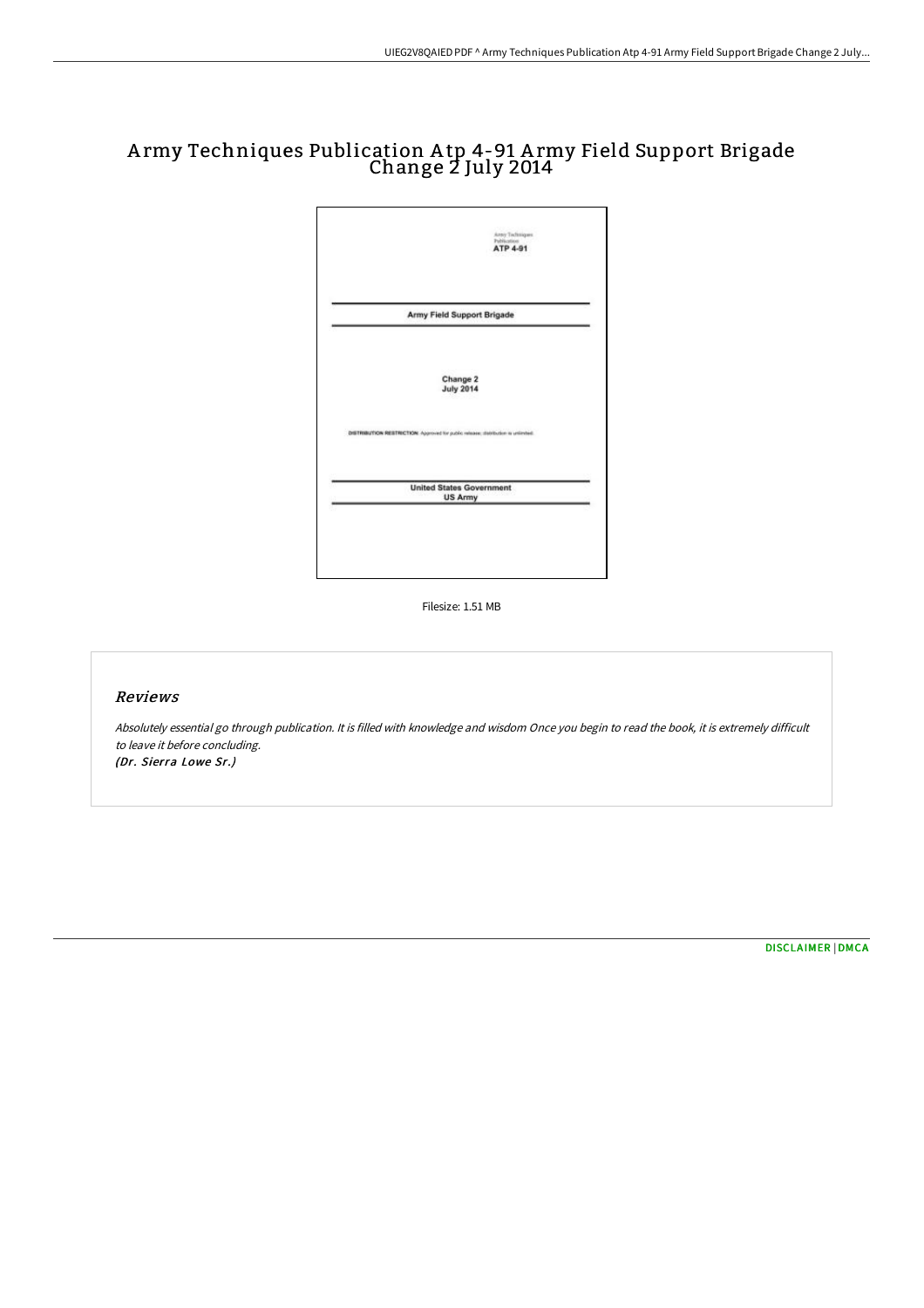# Army Techniques Publication Atp 4-91 Army Field Support Brigade Change 2 July 2014

Army Techniques Publication
ATP 4-91

Army Field Support Brigade

Change 2
July 2014

DISTRIBUTION RESTRICTION: Approved for public release; distribution is unlimited.

United States Government
US Army

Filesize: 1.51 MB

## Reviews

*Absolutely essential go through publication. It is filled with knowledge and wisdom Once you begin to read the book, it is extremely difficult to leave it before concluding.*
*(Dr. Sierra Lowe Sr.)*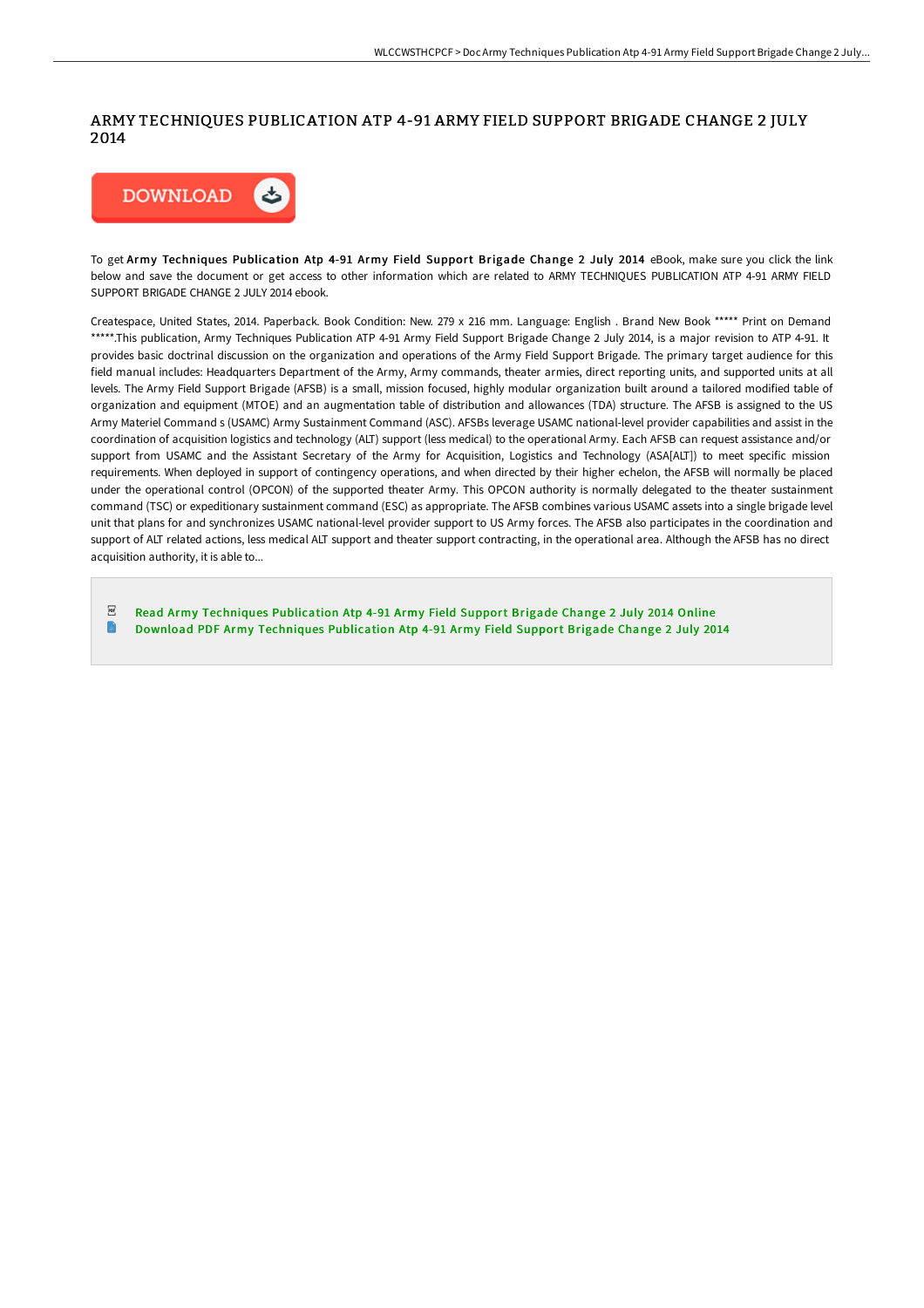# ARMY TECHNIQUES PUBLICATION ATP 4-91 ARMY FIELD SUPPORT BRIGADE CHANGE 2 JULY 2014

DOWNLOAD

To get **Army Techniques Publication Atp 4-91 Army Field Support Brigade Change 2 July 2014** eBook, make sure you click the link below and save the document or get access to other information which are related to ARMY TECHNIQUES PUBLICATION ATP 4-91 ARMY FIELD SUPPORT BRIGADE CHANGE 2 JULY 2014 ebook.

Createspace, United States, 2014. Paperback. Book Condition: New. 279 x 216 mm. Language: English . Brand New Book ***** Print on Demand *****.This publication, Army Techniques Publication ATP 4-91 Army Field Support Brigade Change 2 July 2014, is a major revision to ATP 4-91. It provides basic doctrinal discussion on the organization and operations of the Army Field Support Brigade. The primary target audience for this field manual includes: Headquarters Department of the Army, Army commands, theater armies, direct reporting units, and supported units at all levels. The Army Field Support Brigade (AFSB) is a small, mission focused, highly modular organization built around a tailored modified table of organization and equipment (MTOE) and an augmentation table of distribution and allowances (TDA) structure. The AFSB is assigned to the US Army Materiel Command s (USAMC) Army Sustainment Command (ASC). AFSBs leverage USAMC national-level provider capabilities and assist in the coordination of acquisition logistics and technology (ALT) support (less medical) to the operational Army. Each AFSB can request assistance and/or support from USAMC and the Assistant Secretary of the Army for Acquisition, Logistics and Technology (ASA[ALT]) to meet specific mission requirements. When deployed in support of contingency operations, and when directed by their higher echelon, the AFSB will normally be placed under the operational control (OPCON) of the supported theater Army. This OPCON authority is normally delegated to the theater sustainment command (TSC) or expeditionary sustainment command (ESC) as appropriate. The AFSB combines various USAMC assets into a single brigade level unit that plans for and synchronizes USAMC national-level provider support to US Army forces. The AFSB also participates in the coordination and support of ALT related actions, less medical ALT support and theater support contracting, in the operational area. Although the AFSB has no direct acquisition authority, it is able to...

- Read Army Techniques Publication Atp 4-91 Army Field Support Brigade Change 2 July 2014 Online
- Download PDF Army Techniques Publication Atp 4-91 Army Field Support Brigade Change 2 July 2014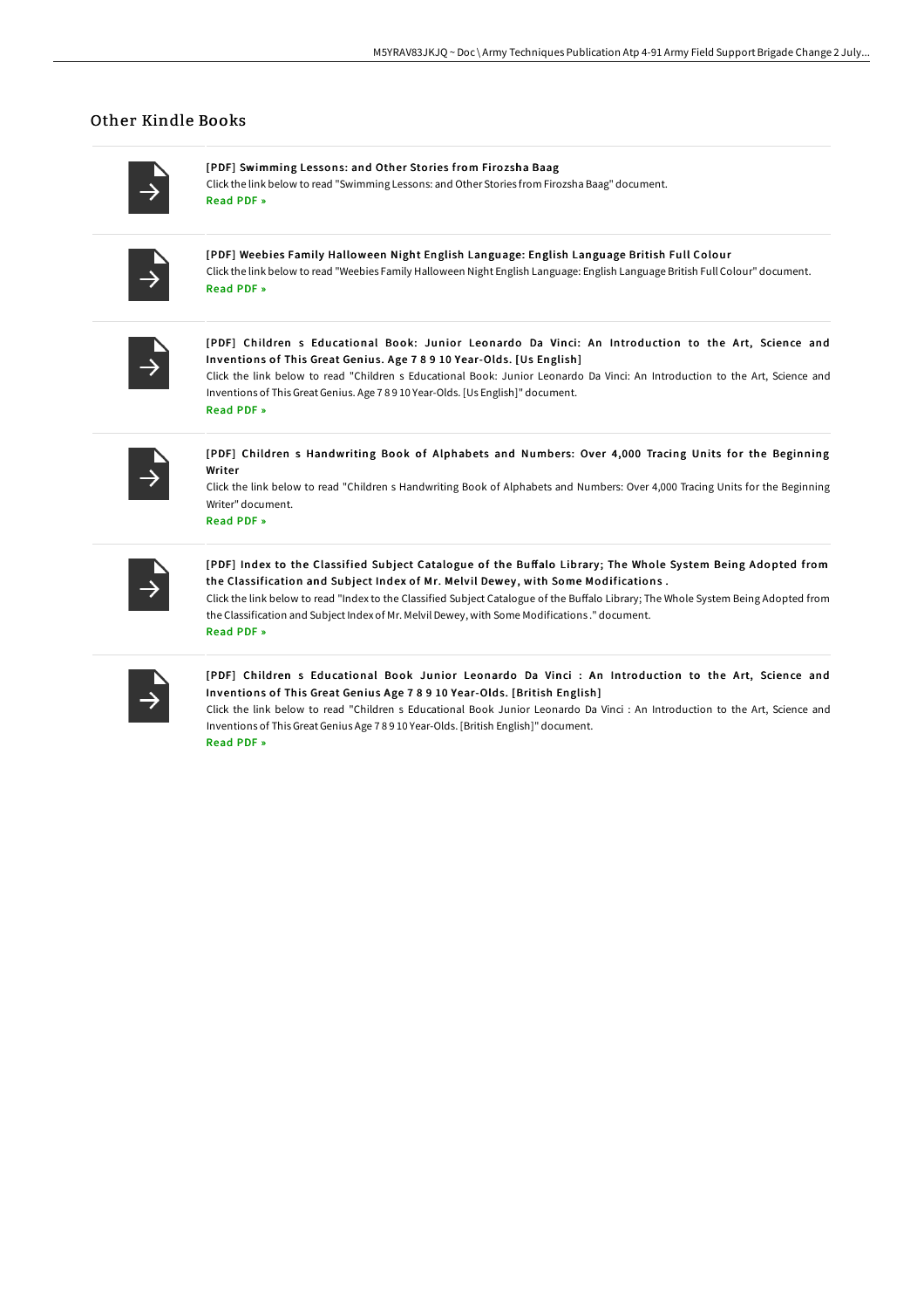## Other Kindle Books

**[PDF] Swimming Lessons: and Other Stories from Firozsha Baag**

Click the link below to read "Swimming Lessons: and Other Stories from Firozsha Baag" document.

Read PDF »

**[PDF] Weebies Family Halloween Night English Language: English Language British Full Colour**

Click the link below to read "Weebies Family Halloween Night English Language: English Language British Full Colour" document.

Read PDF »

**[PDF] Children s Educational Book: Junior Leonardo Da Vinci: An Introduction to the Art, Science and Inventions of This Great Genius. Age 7 8 9 10 Year-Olds. [Us English]**

Click the link below to read "Children s Educational Book: Junior Leonardo Da Vinci: An Introduction to the Art, Science and Inventions of This Great Genius. Age 7 8 9 10 Year-Olds. [Us English]" document.

Read PDF »

**[PDF] Children s Handwriting Book of Alphabets and Numbers: Over 4,000 Tracing Units for the Beginning Writer**

Click the link below to read "Children s Handwriting Book of Alphabets and Numbers: Over 4,000 Tracing Units for the Beginning Writer" document.

Read PDF »

**[PDF] Index to the Classified Subject Catalogue of the Buffalo Library; The Whole System Being Adopted from the Classification and Subject Index of Mr. Melvil Dewey, with Some Modifications .**

Click the link below to read "Index to the Classified Subject Catalogue of the Buffalo Library; The Whole System Being Adopted from the Classification and Subject Index of Mr. Melvil Dewey, with Some Modifications ." document.

Read PDF »

**[PDF] Children s Educational Book Junior Leonardo Da Vinci : An Introduction to the Art, Science and Inventions of This Great Genius Age 7 8 9 10 Year-Olds. [British English]**

Click the link below to read "Children s Educational Book Junior Leonardo Da Vinci : An Introduction to the Art, Science and Inventions of This Great Genius Age 7 8 9 10 Year-Olds. [British English]" document.

Read PDF »